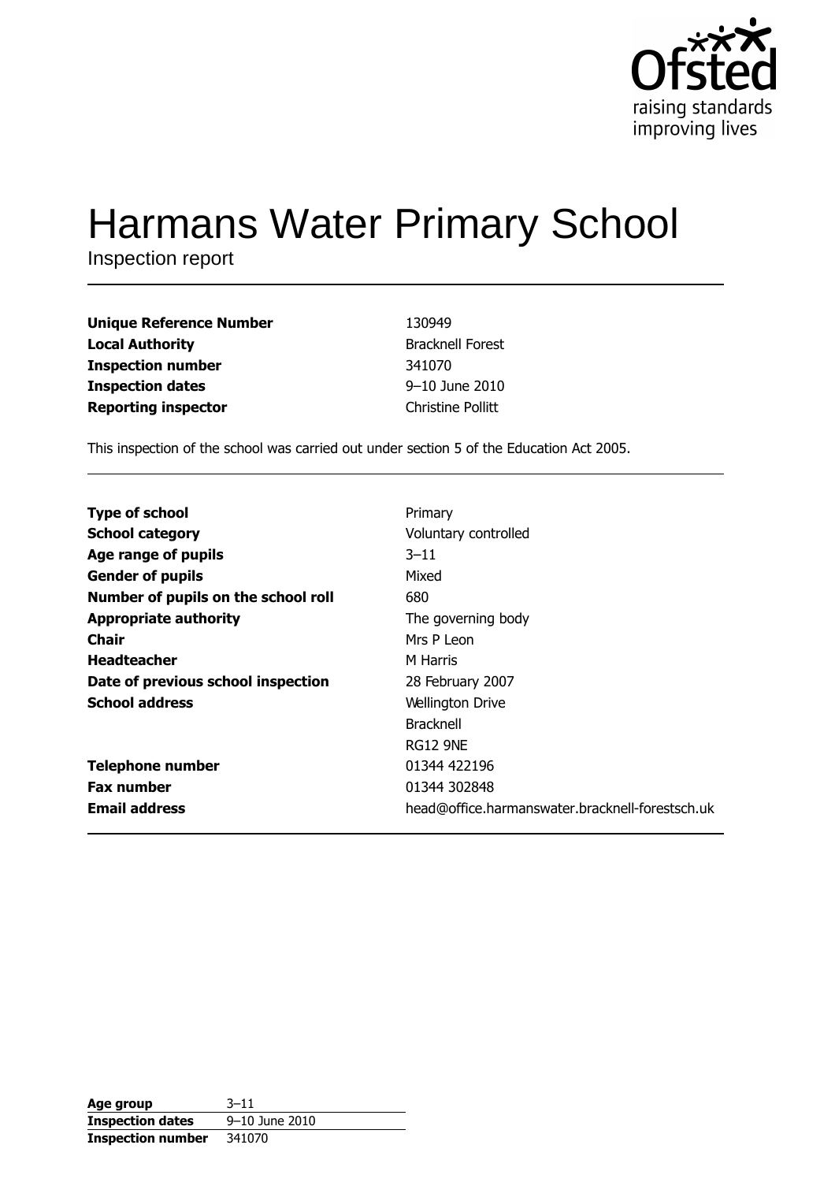# Harmans Water Primary School

Inspection report

| | |
|---|---|
| **Unique Reference Number** | 130949 |
| **Local Authority** | Bracknell Forest |
| **Inspection number** | 341070 |
| **Inspection dates** | 9–10 June 2010 |
| **Reporting inspector** | Christine Pollitt |

This inspection of the school was carried out under section 5 of the Education Act 2005.

| | |
|---|---|
| **Type of school** | Primary |
| **School category** | Voluntary controlled |
| **Age range of pupils** | 3–11 |
| **Gender of pupils** | Mixed |
| **Number of pupils on the school roll** | 680 |
| **Appropriate authority** | The governing body |
| **Chair** | Mrs P Leon |
| **Headteacher** | M Harris |
| **Date of previous school inspection** | 28 February 2007 |
| **School address** | Wellington Drive<br>Bracknell<br>RG12 9NE |
| **Telephone number** | 01344 422196 |
| **Fax number** | 01344 302848 |
| **Email address** | head@office.harmanswater.bracknell-forestsch.uk |

| | |
|---|---|
| **Age group** | 3–11 |
| **Inspection dates** | 9–10 June 2010 |
| **Inspection number** | 341070 |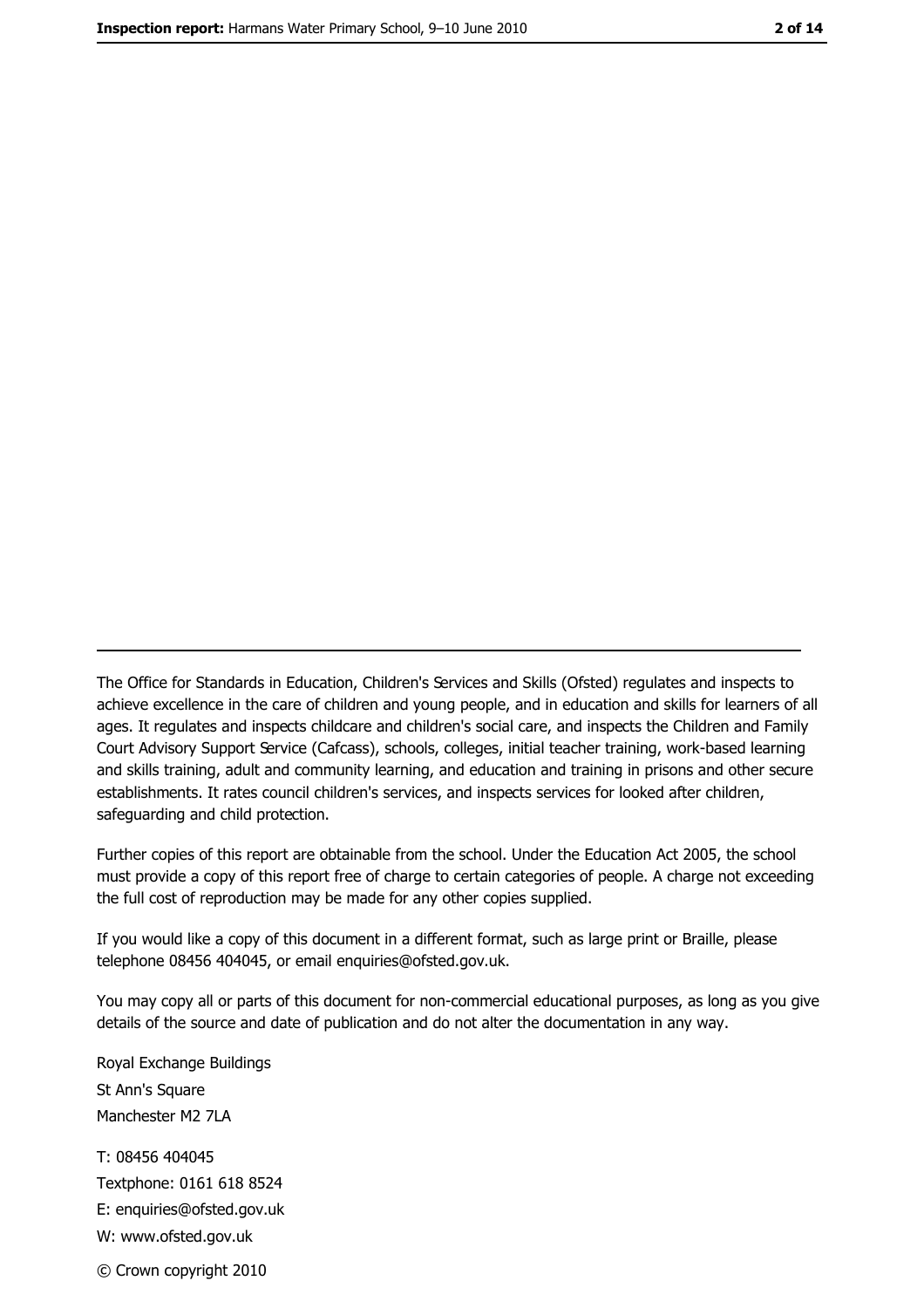---

The Office for Standards in Education, Children's Services and Skills (Ofsted) regulates and inspects to achieve excellence in the care of children and young people, and in education and skills for learners of all ages. It regulates and inspects childcare and children's social care, and inspects the Children and Family Court Advisory Support Service (Cafcass), schools, colleges, initial teacher training, work-based learning and skills training, adult and community learning, and education and training in prisons and other secure establishments. It rates council children's services, and inspects services for looked after children, safeguarding and child protection.

Further copies of this report are obtainable from the school. Under the Education Act 2005, the school must provide a copy of this report free of charge to certain categories of people. A charge not exceeding the full cost of reproduction may be made for any other copies supplied.

If you would like a copy of this document in a different format, such as large print or Braille, please telephone 08456 404045, or email enquiries@ofsted.gov.uk.

You may copy all or parts of this document for non-commercial educational purposes, as long as you give details of the source and date of publication and do not alter the documentation in any way.

Royal Exchange Buildings
St Ann's Square
Manchester M2 7LA

T: 08456 404045
Textphone: 0161 618 8524
E: enquiries@ofsted.gov.uk
W: www.ofsted.gov.uk

© Crown copyright 2010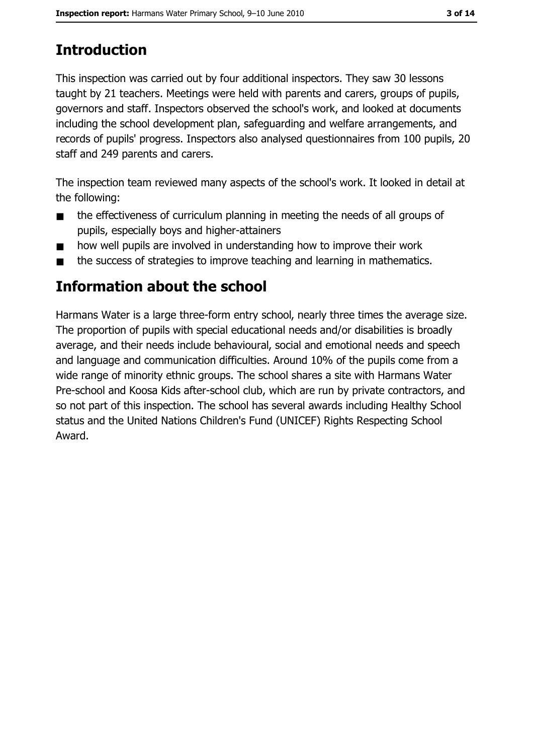## Introduction

This inspection was carried out by four additional inspectors. They saw 30 lessons taught by 21 teachers. Meetings were held with parents and carers, groups of pupils, governors and staff. Inspectors observed the school's work, and looked at documents including the school development plan, safeguarding and welfare arrangements, and records of pupils' progress. Inspectors also analysed questionnaires from 100 pupils, 20 staff and 249 parents and carers.

The inspection team reviewed many aspects of the school's work. It looked in detail at the following:

- the effectiveness of curriculum planning in meeting the needs of all groups of pupils, especially boys and higher-attainers
- how well pupils are involved in understanding how to improve their work
- the success of strategies to improve teaching and learning in mathematics.

## Information about the school

Harmans Water is a large three-form entry school, nearly three times the average size. The proportion of pupils with special educational needs and/or disabilities is broadly average, and their needs include behavioural, social and emotional needs and speech and language and communication difficulties. Around 10% of the pupils come from a wide range of minority ethnic groups. The school shares a site with Harmans Water Pre-school and Koosa Kids after-school club, which are run by private contractors, and so not part of this inspection. The school has several awards including Healthy School status and the United Nations Children's Fund (UNICEF) Rights Respecting School Award.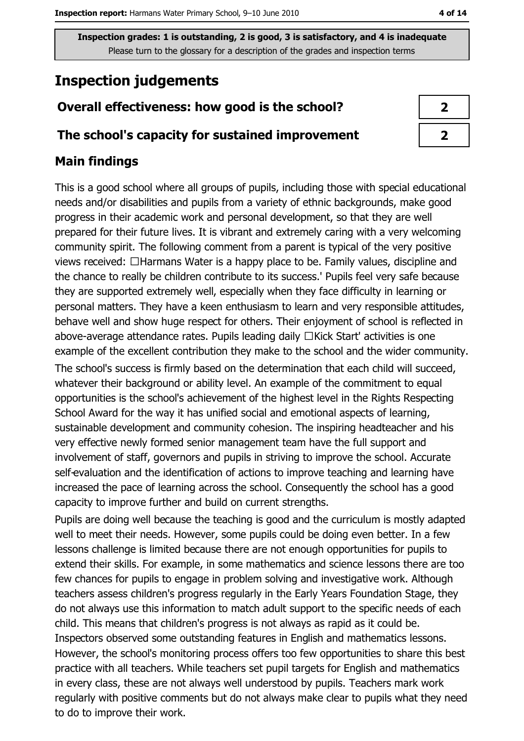Inspection grades: 1 is outstanding, 2 is good, 3 is satisfactory, and 4 is inadequate
Please turn to the glossary for a description of the grades and inspection terms

# Inspection judgements

| Overall effectiveness: how good is the school? | 2 |
|---|---|
| The school's capacity for sustained improvement | 2 |

## Main findings

This is a good school where all groups of pupils, including those with special educational needs and/or disabilities and pupils from a variety of ethnic backgrounds, make good progress in their academic work and personal development, so that they are well prepared for their future lives. It is vibrant and extremely caring with a very welcoming community spirit. The following comment from a parent is typical of the very positive views received: 'Harmans Water is a happy place to be. Family values, discipline and the chance to really be children contribute to its success.' Pupils feel very safe because they are supported extremely well, especially when they face difficulty in learning or personal matters. They have a keen enthusiasm to learn and very responsible attitudes, behave well and show huge respect for others. Their enjoyment of school is reflected in above-average attendance rates. Pupils leading daily 'Kick Start' activities is one example of the excellent contribution they make to the school and the wider community.

The school's success is firmly based on the determination that each child will succeed, whatever their background or ability level. An example of the commitment to equal opportunities is the school's achievement of the highest level in the Rights Respecting School Award for the way it has unified social and emotional aspects of learning, sustainable development and community cohesion. The inspiring headteacher and his very effective newly formed senior management team have the full support and involvement of staff, governors and pupils in striving to improve the school. Accurate self-evaluation and the identification of actions to improve teaching and learning have increased the pace of learning across the school. Consequently the school has a good capacity to improve further and build on current strengths.

Pupils are doing well because the teaching is good and the curriculum is mostly adapted well to meet their needs. However, some pupils could be doing even better. In a few lessons challenge is limited because there are not enough opportunities for pupils to extend their skills. For example, in some mathematics and science lessons there are too few chances for pupils to engage in problem solving and investigative work. Although teachers assess children's progress regularly in the Early Years Foundation Stage, they do not always use this information to match adult support to the specific needs of each child. This means that children's progress is not always as rapid as it could be. Inspectors observed some outstanding features in English and mathematics lessons. However, the school's monitoring process offers too few opportunities to share this best practice with all teachers. While teachers set pupil targets for English and mathematics in every class, these are not always well understood by pupils. Teachers mark work regularly with positive comments but do not always make clear to pupils what they need to do to improve their work.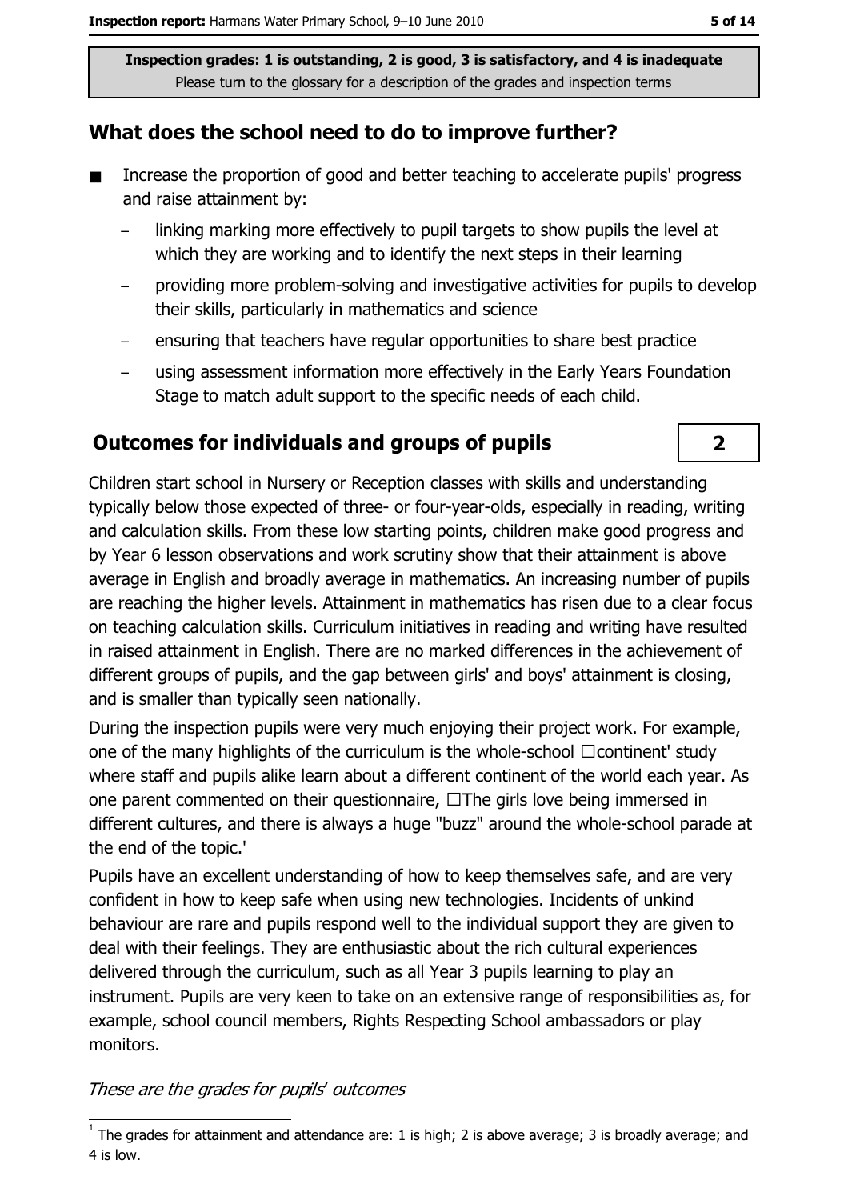Inspection grades: 1 is outstanding, 2 is good, 3 is satisfactory, and 4 is inadequate
Please turn to the glossary for a description of the grades and inspection terms

## What does the school need to do to improve further?

- Increase the proportion of good and better teaching to accelerate pupils' progress and raise attainment by:
  - linking marking more effectively to pupil targets to show pupils the level at which they are working and to identify the next steps in their learning
  - providing more problem-solving and investigative activities for pupils to develop their skills, particularly in mathematics and science
  - ensuring that teachers have regular opportunities to share best practice
  - using assessment information more effectively in the Early Years Foundation Stage to match adult support to the specific needs of each child.

## Outcomes for individuals and groups of pupils

**2**

Children start school in Nursery or Reception classes with skills and understanding typically below those expected of three- or four-year-olds, especially in reading, writing and calculation skills. From these low starting points, children make good progress and by Year 6 lesson observations and work scrutiny show that their attainment is above average in English and broadly average in mathematics. An increasing number of pupils are reaching the higher levels. Attainment in mathematics has risen due to a clear focus on teaching calculation skills. Curriculum initiatives in reading and writing have resulted in raised attainment in English. There are no marked differences in the achievement of different groups of pupils, and the gap between girls' and boys' attainment is closing, and is smaller than typically seen nationally.

During the inspection pupils were very much enjoying their project work. For example, one of the many highlights of the curriculum is the whole-school 'continent' study where staff and pupils alike learn about a different continent of the world each year. As one parent commented on their questionnaire, 'The girls love being immersed in different cultures, and there is always a huge "buzz" around the whole-school parade at the end of the topic.'

Pupils have an excellent understanding of how to keep themselves safe, and are very confident in how to keep safe when using new technologies. Incidents of unkind behaviour are rare and pupils respond well to the individual support they are given to deal with their feelings. They are enthusiastic about the rich cultural experiences delivered through the curriculum, such as all Year 3 pupils learning to play an instrument. Pupils are very keen to take on an extensive range of responsibilities as, for example, school council members, Rights Respecting School ambassadors or play monitors.

*These are the grades for pupils' outcomes*

[1] The grades for attainment and attendance are: 1 is high; 2 is above average; 3 is broadly average; and 4 is low.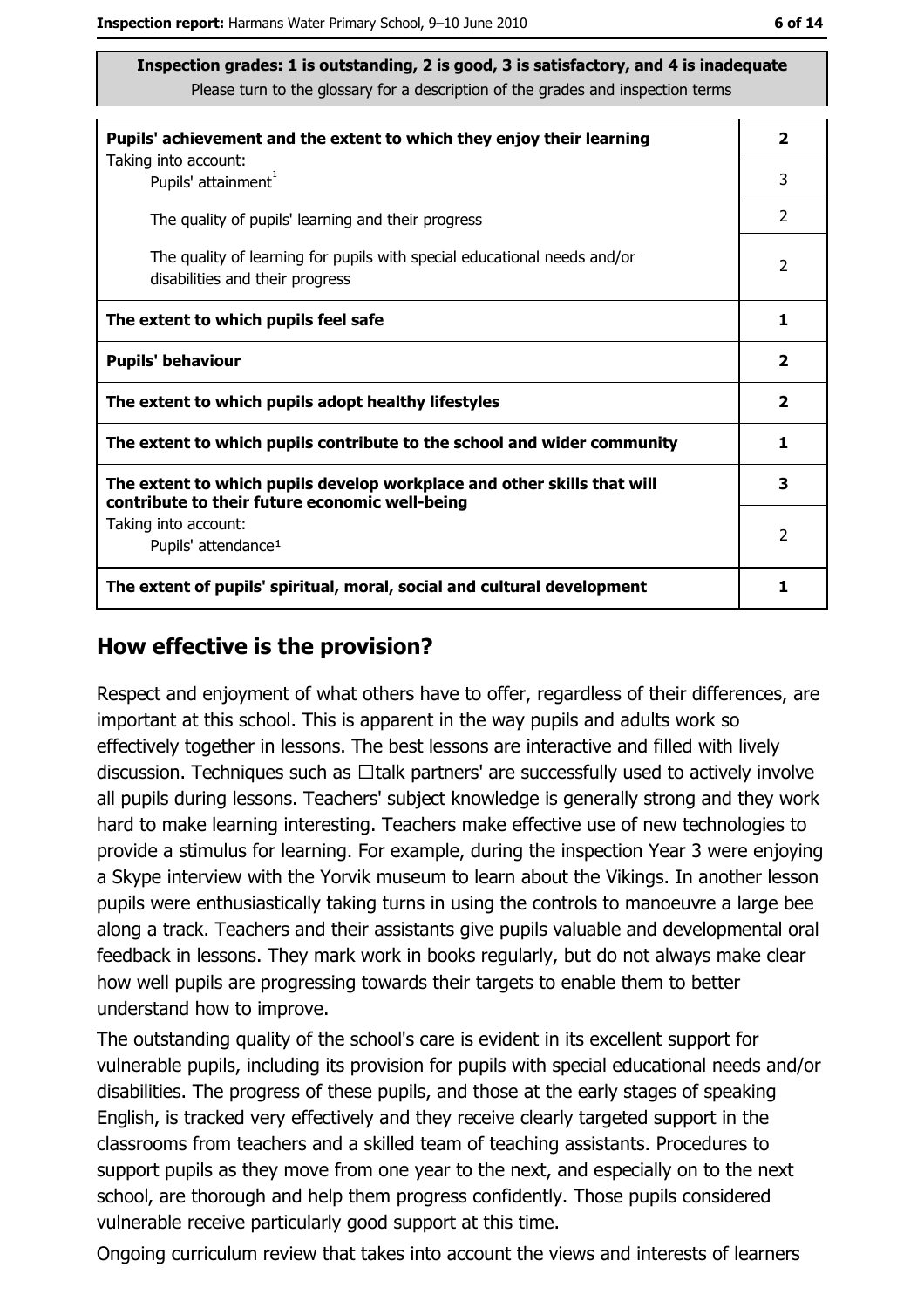**Inspection grades: 1 is outstanding, 2 is good, 3 is satisfactory, and 4 is inadequate**
Please turn to the glossary for a description of the grades and inspection terms

| | |
|---|---|
| **Pupils' achievement and the extent to which they enjoy their learning** | **2** |
| Taking into account: Pupils' attainment[1] | 3 |
| The quality of pupils' learning and their progress | 2 |
| The quality of learning for pupils with special educational needs and/or disabilities and their progress | 2 |
| **The extent to which pupils feel safe** | **1** |
| **Pupils' behaviour** | **2** |
| **The extent to which pupils adopt healthy lifestyles** | **2** |
| **The extent to which pupils contribute to the school and wider community** | **1** |
| **The extent to which pupils develop workplace and other skills that will contribute to their future economic well-being** | **3** |
| Taking into account: Pupils' attendance[1] | 2 |
| **The extent of pupils' spiritual, moral, social and cultural development** | **1** |

## How effective is the provision?

Respect and enjoyment of what others have to offer, regardless of their differences, are important at this school. This is apparent in the way pupils and adults work so effectively together in lessons. The best lessons are interactive and filled with lively discussion. Techniques such as 'talk partners' are successfully used to actively involve all pupils during lessons. Teachers' subject knowledge is generally strong and they work hard to make learning interesting. Teachers make effective use of new technologies to provide a stimulus for learning. For example, during the inspection Year 3 were enjoying a Skype interview with the Yorvik museum to learn about the Vikings. In another lesson pupils were enthusiastically taking turns in using the controls to manoeuvre a large bee along a track. Teachers and their assistants give pupils valuable and developmental oral feedback in lessons. They mark work in books regularly, but do not always make clear how well pupils are progressing towards their targets to enable them to better understand how to improve.

The outstanding quality of the school's care is evident in its excellent support for vulnerable pupils, including its provision for pupils with special educational needs and/or disabilities. The progress of these pupils, and those at the early stages of speaking English, is tracked very effectively and they receive clearly targeted support in the classrooms from teachers and a skilled team of teaching assistants. Procedures to support pupils as they move from one year to the next, and especially on to the next school, are thorough and help them progress confidently. Those pupils considered vulnerable receive particularly good support at this time.

Ongoing curriculum review that takes into account the views and interests of learners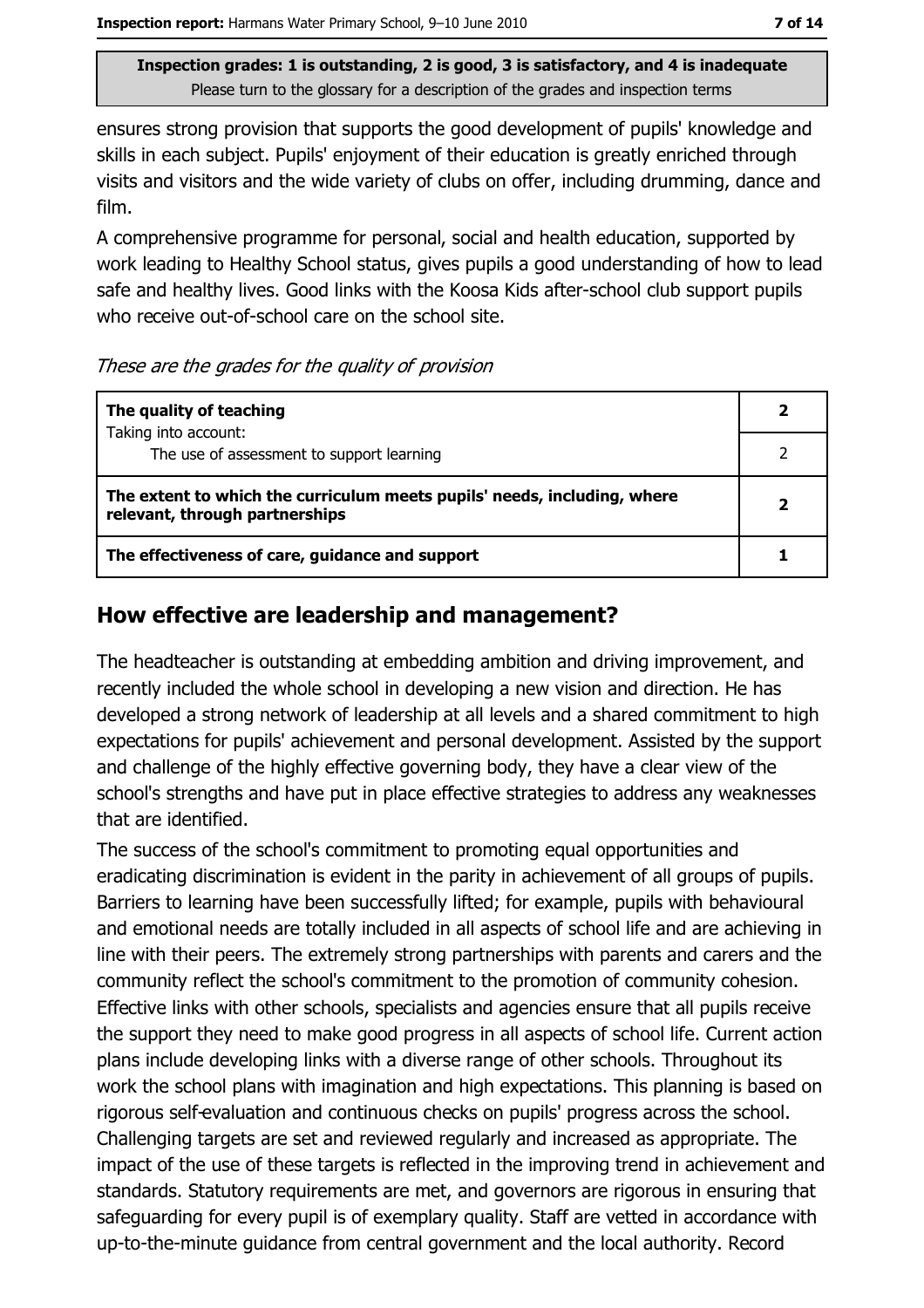Inspection grades: 1 is outstanding, 2 is good, 3 is satisfactory, and 4 is inadequate
Please turn to the glossary for a description of the grades and inspection terms

ensures strong provision that supports the good development of pupils' knowledge and skills in each subject. Pupils' enjoyment of their education is greatly enriched through visits and visitors and the wide variety of clubs on offer, including drumming, dance and film.

A comprehensive programme for personal, social and health education, supported by work leading to Healthy School status, gives pupils a good understanding of how to lead safe and healthy lives. Good links with the Koosa Kids after-school club support pupils who receive out-of-school care on the school site.

*These are the grades for the quality of provision*

| | |
|---|---|
| **The quality of teaching**<br>Taking into account:<br>The use of assessment to support learning | **2**<br>2 |
| **The extent to which the curriculum meets pupils' needs, including, where relevant, through partnerships** | **2** |
| **The effectiveness of care, guidance and support** | **1** |

## How effective are leadership and management?

The headteacher is outstanding at embedding ambition and driving improvement, and recently included the whole school in developing a new vision and direction. He has developed a strong network of leadership at all levels and a shared commitment to high expectations for pupils' achievement and personal development. Assisted by the support and challenge of the highly effective governing body, they have a clear view of the school's strengths and have put in place effective strategies to address any weaknesses that are identified.

The success of the school's commitment to promoting equal opportunities and eradicating discrimination is evident in the parity in achievement of all groups of pupils. Barriers to learning have been successfully lifted; for example, pupils with behavioural and emotional needs are totally included in all aspects of school life and are achieving in line with their peers. The extremely strong partnerships with parents and carers and the community reflect the school's commitment to the promotion of community cohesion. Effective links with other schools, specialists and agencies ensure that all pupils receive the support they need to make good progress in all aspects of school life. Current action plans include developing links with a diverse range of other schools. Throughout its work the school plans with imagination and high expectations. This planning is based on rigorous self-evaluation and continuous checks on pupils' progress across the school. Challenging targets are set and reviewed regularly and increased as appropriate. The impact of the use of these targets is reflected in the improving trend in achievement and standards. Statutory requirements are met, and governors are rigorous in ensuring that safeguarding for every pupil is of exemplary quality. Staff are vetted in accordance with up-to-the-minute guidance from central government and the local authority. Record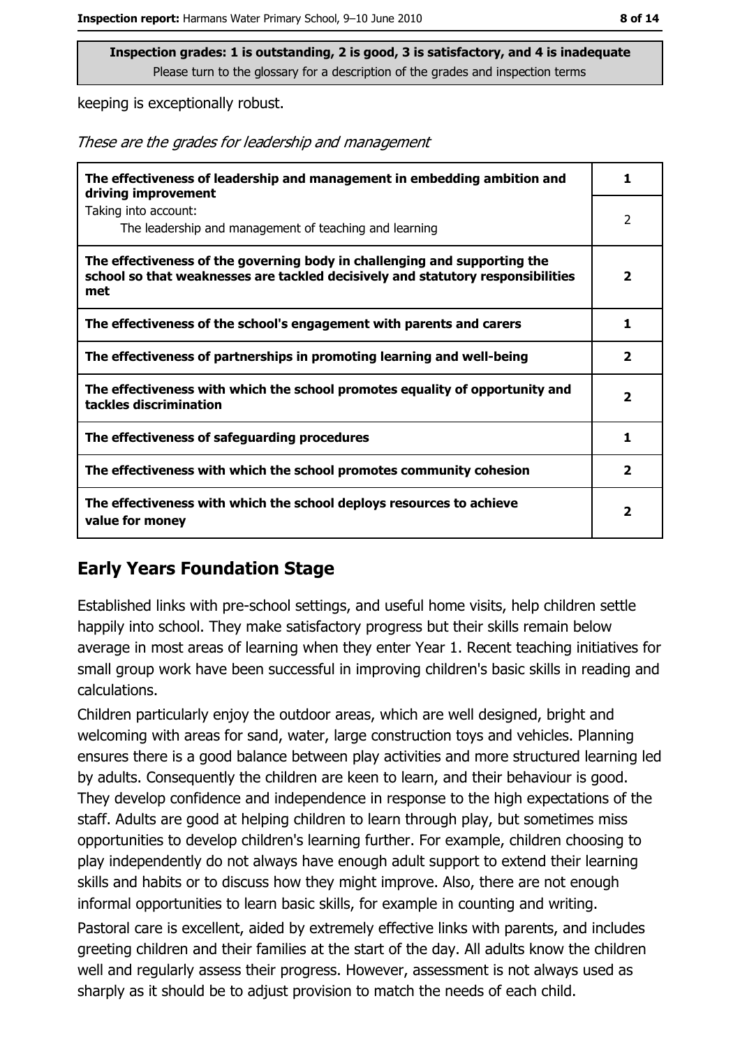**Inspection grades: 1 is outstanding, 2 is good, 3 is satisfactory, and 4 is inadequate**
Please turn to the glossary for a description of the grades and inspection terms

keeping is exceptionally robust.

*These are the grades for leadership and management*

| | |
|---|---|
| **The effectiveness of leadership and management in embedding ambition and driving improvement** | **1** |
| Taking into account: The leadership and management of teaching and learning | 2 |
| **The effectiveness of the governing body in challenging and supporting the school so that weaknesses are tackled decisively and statutory responsibilities met** | **2** |
| **The effectiveness of the school's engagement with parents and carers** | **1** |
| **The effectiveness of partnerships in promoting learning and well-being** | **2** |
| **The effectiveness with which the school promotes equality of opportunity and tackles discrimination** | **2** |
| **The effectiveness of safeguarding procedures** | **1** |
| **The effectiveness with which the school promotes community cohesion** | **2** |
| **The effectiveness with which the school deploys resources to achieve value for money** | **2** |

## Early Years Foundation Stage

Established links with pre-school settings, and useful home visits, help children settle happily into school. They make satisfactory progress but their skills remain below average in most areas of learning when they enter Year 1. Recent teaching initiatives for small group work have been successful in improving children's basic skills in reading and calculations.

Children particularly enjoy the outdoor areas, which are well designed, bright and welcoming with areas for sand, water, large construction toys and vehicles. Planning ensures there is a good balance between play activities and more structured learning led by adults. Consequently the children are keen to learn, and their behaviour is good. They develop confidence and independence in response to the high expectations of the staff. Adults are good at helping children to learn through play, but sometimes miss opportunities to develop children's learning further. For example, children choosing to play independently do not always have enough adult support to extend their learning skills and habits or to discuss how they might improve. Also, there are not enough informal opportunities to learn basic skills, for example in counting and writing.

Pastoral care is excellent, aided by extremely effective links with parents, and includes greeting children and their families at the start of the day. All adults know the children well and regularly assess their progress. However, assessment is not always used as sharply as it should be to adjust provision to match the needs of each child.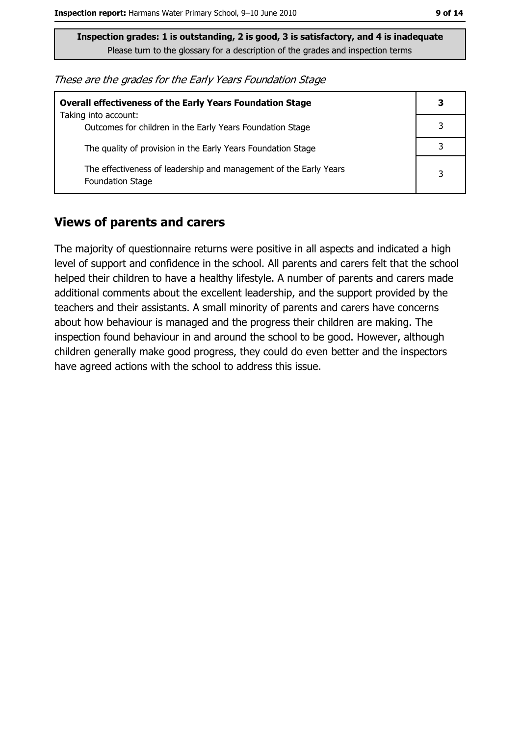**Inspection grades: 1 is outstanding, 2 is good, 3 is satisfactory, and 4 is inadequate**
Please turn to the glossary for a description of the grades and inspection terms

*These are the grades for the Early Years Foundation Stage*

| **Overall effectiveness of the Early Years Foundation Stage** | **3** |
|---|---|
| Taking into account: Outcomes for children in the Early Years Foundation Stage | 3 |
| The quality of provision in the Early Years Foundation Stage | 3 |
| The effectiveness of leadership and management of the Early Years Foundation Stage | 3 |

## Views of parents and carers

The majority of questionnaire returns were positive in all aspects and indicated a high level of support and confidence in the school. All parents and carers felt that the school helped their children to have a healthy lifestyle. A number of parents and carers made additional comments about the excellent leadership, and the support provided by the teachers and their assistants. A small minority of parents and carers have concerns about how behaviour is managed and the progress their children are making. The inspection found behaviour in and around the school to be good. However, although children generally make good progress, they could do even better and the inspectors have agreed actions with the school to address this issue.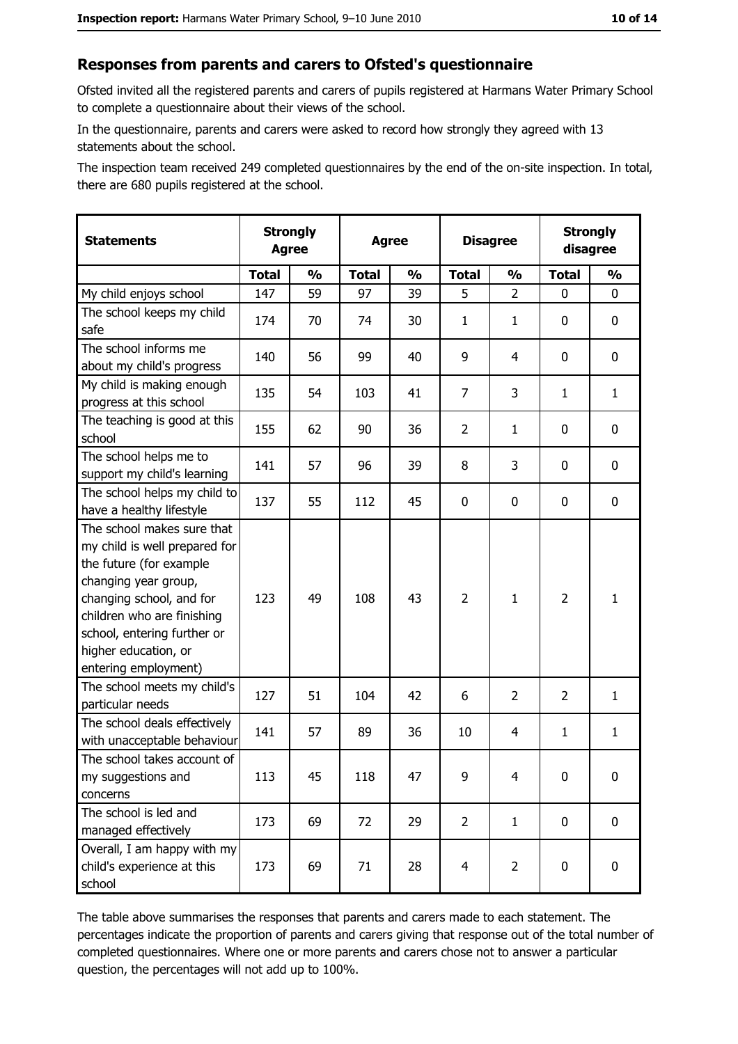## Responses from parents and carers to Ofsted's questionnaire

Ofsted invited all the registered parents and carers of pupils registered at Harmans Water Primary School to complete a questionnaire about their views of the school.

In the questionnaire, parents and carers were asked to record how strongly they agreed with 13 statements about the school.

The inspection team received 249 completed questionnaires by the end of the on-site inspection. In total, there are 680 pupils registered at the school.

| Statements | Strongly Agree | | Agree | | Disagree | | Strongly disagree | |
|---|---|---|---|---|---|---|---|---|
| | Total | % | Total | % | Total | % | Total | % |
| My child enjoys school | 147 | 59 | 97 | 39 | 5 | 2 | 0 | 0 |
| The school keeps my child safe | 174 | 70 | 74 | 30 | 1 | 1 | 0 | 0 |
| The school informs me about my child's progress | 140 | 56 | 99 | 40 | 9 | 4 | 0 | 0 |
| My child is making enough progress at this school | 135 | 54 | 103 | 41 | 7 | 3 | 1 | 1 |
| The teaching is good at this school | 155 | 62 | 90 | 36 | 2 | 1 | 0 | 0 |
| The school helps me to support my child's learning | 141 | 57 | 96 | 39 | 8 | 3 | 0 | 0 |
| The school helps my child to have a healthy lifestyle | 137 | 55 | 112 | 45 | 0 | 0 | 0 | 0 |
| The school makes sure that my child is well prepared for the future (for example changing year group, changing school, and for children who are finishing school, entering further or higher education, or entering employment) | 123 | 49 | 108 | 43 | 2 | 1 | 2 | 1 |
| The school meets my child's particular needs | 127 | 51 | 104 | 42 | 6 | 2 | 2 | 1 |
| The school deals effectively with unacceptable behaviour | 141 | 57 | 89 | 36 | 10 | 4 | 1 | 1 |
| The school takes account of my suggestions and concerns | 113 | 45 | 118 | 47 | 9 | 4 | 0 | 0 |
| The school is led and managed effectively | 173 | 69 | 72 | 29 | 2 | 1 | 0 | 0 |
| Overall, I am happy with my child's experience at this school | 173 | 69 | 71 | 28 | 4 | 2 | 0 | 0 |

The table above summarises the responses that parents and carers made to each statement. The percentages indicate the proportion of parents and carers giving that response out of the total number of completed questionnaires. Where one or more parents and carers chose not to answer a particular question, the percentages will not add up to 100%.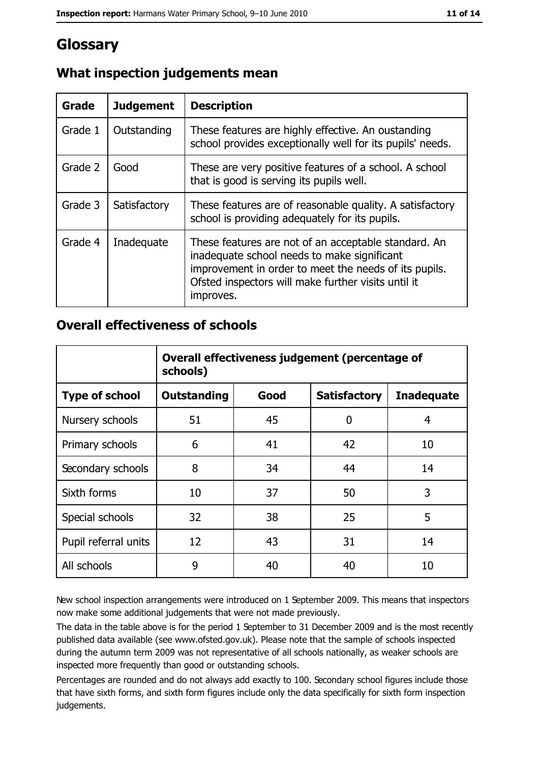# Glossary

## What inspection judgements mean

| Grade | Judgement | Description |
| --- | --- | --- |
| Grade 1 | Outstanding | These features are highly effective. An oustanding school provides exceptionally well for its pupils' needs. |
| Grade 2 | Good | These are very positive features of a school. A school that is good is serving its pupils well. |
| Grade 3 | Satisfactory | These features are of reasonable quality. A satisfactory school is providing adequately for its pupils. |
| Grade 4 | Inadequate | These features are not of an acceptable standard. An inadequate school needs to make significant improvement in order to meet the needs of its pupils. Ofsted inspectors will make further visits until it improves. |

## Overall effectiveness of schools

| | Overall effectiveness judgement (percentage of schools) | | | |
| --- | --- | --- | --- | --- |
| **Type of school** | **Outstanding** | **Good** | **Satisfactory** | **Inadequate** |
| Nursery schools | 51 | 45 | 0 | 4 |
| Primary schools | 6 | 41 | 42 | 10 |
| Secondary schools | 8 | 34 | 44 | 14 |
| Sixth forms | 10 | 37 | 50 | 3 |
| Special schools | 32 | 38 | 25 | 5 |
| Pupil referral units | 12 | 43 | 31 | 14 |
| All schools | 9 | 40 | 40 | 10 |

New school inspection arrangements were introduced on 1 September 2009. This means that inspectors now make some additional judgements that were not made previously.

The data in the table above is for the period 1 September to 31 December 2009 and is the most recently published data available (see www.ofsted.gov.uk). Please note that the sample of schools inspected during the autumn term 2009 was not representative of all schools nationally, as weaker schools are inspected more frequently than good or outstanding schools.

Percentages are rounded and do not always add exactly to 100. Secondary school figures include those that have sixth forms, and sixth form figures include only the data specifically for sixth form inspection judgements.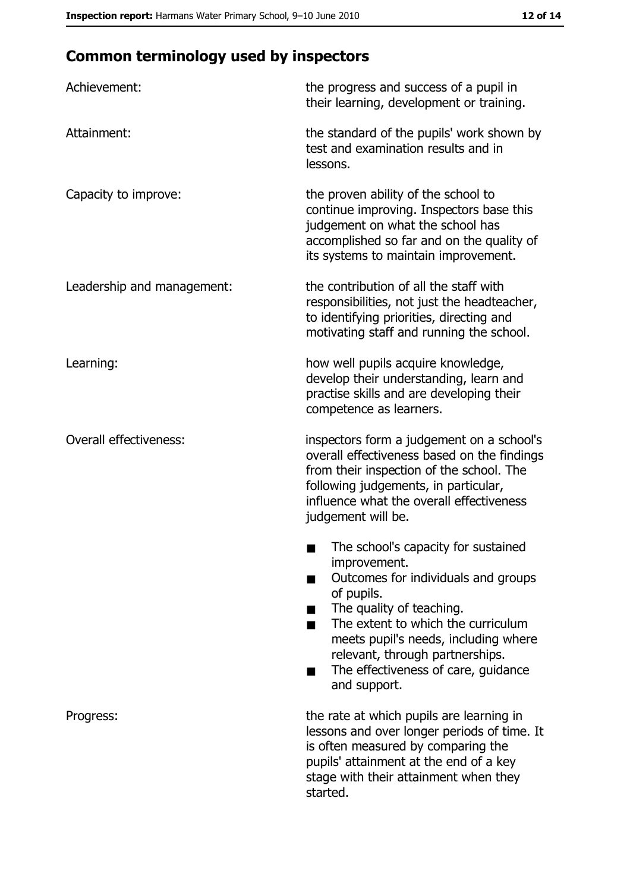## Common terminology used by inspectors

| | |
|---|---|
| Achievement: | the progress and success of a pupil in their learning, development or training. |
| Attainment: | the standard of the pupils' work shown by test and examination results and in lessons. |
| Capacity to improve: | the proven ability of the school to continue improving. Inspectors base this judgement on what the school has accomplished so far and on the quality of its systems to maintain improvement. |
| Leadership and management: | the contribution of all the staff with responsibilities, not just the headteacher, to identifying priorities, directing and motivating staff and running the school. |
| Learning: | how well pupils acquire knowledge, develop their understanding, learn and practise skills and are developing their competence as learners. |
| Overall effectiveness: | inspectors form a judgement on a school's overall effectiveness based on the findings from their inspection of the school. The following judgements, in particular, influence what the overall effectiveness judgement will be.<br>■ The school's capacity for sustained improvement.<br>■ Outcomes for individuals and groups of pupils.<br>■ The quality of teaching.<br>■ The extent to which the curriculum meets pupil's needs, including where relevant, through partnerships.<br>■ The effectiveness of care, guidance and support. |
| Progress: | the rate at which pupils are learning in lessons and over longer periods of time. It is often measured by comparing the pupils' attainment at the end of a key stage with their attainment when they started. |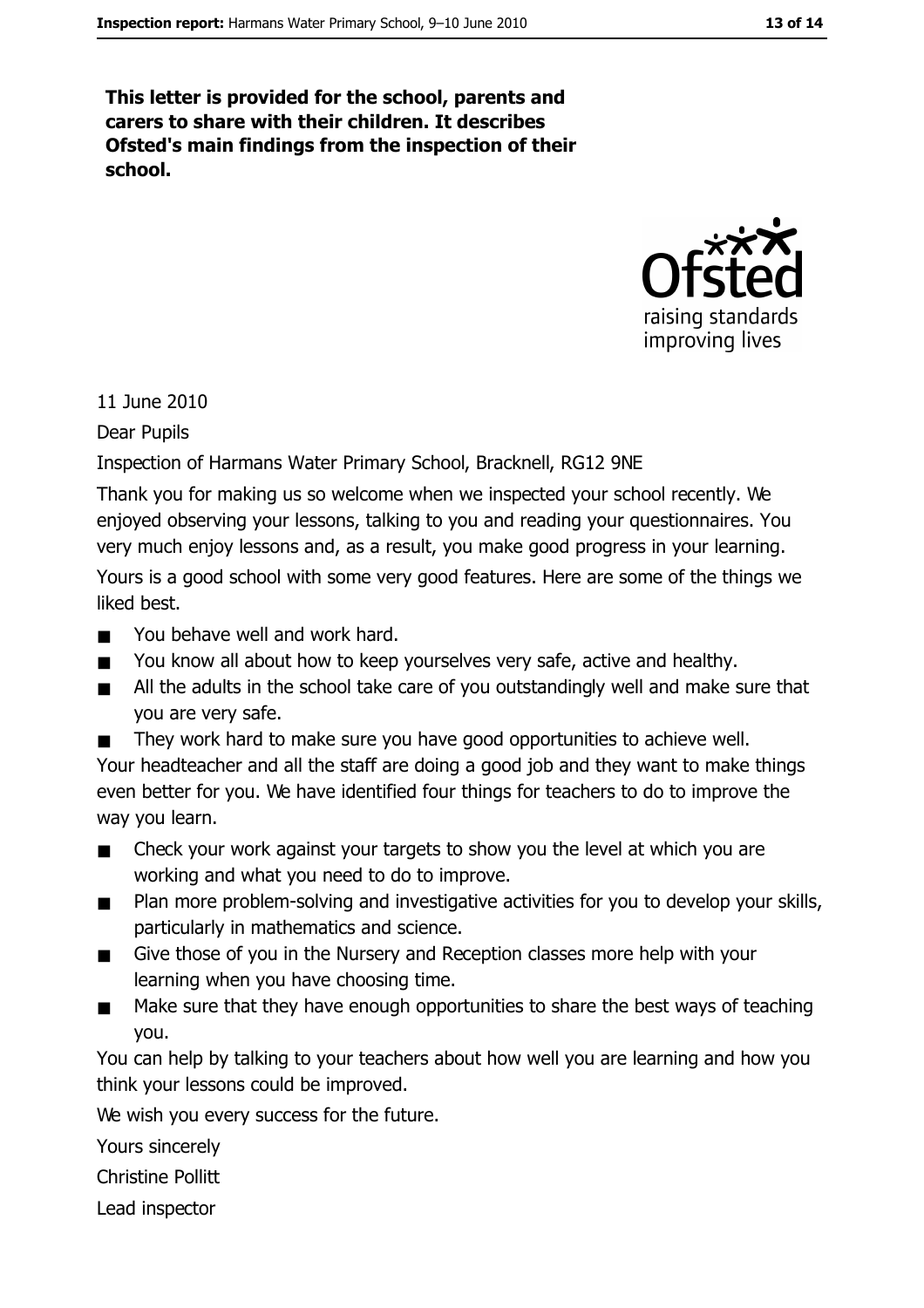**This letter is provided for the school, parents and carers to share with their children. It describes Ofsted's main findings from the inspection of their school.**

11 June 2010

Dear Pupils

Inspection of Harmans Water Primary School, Bracknell, RG12 9NE

Thank you for making us so welcome when we inspected your school recently. We enjoyed observing your lessons, talking to you and reading your questionnaires. You very much enjoy lessons and, as a result, you make good progress in your learning.

Yours is a good school with some very good features. Here are some of the things we liked best.

- You behave well and work hard.
- You know all about how to keep yourselves very safe, active and healthy.
- All the adults in the school take care of you outstandingly well and make sure that you are very safe.
- They work hard to make sure you have good opportunities to achieve well.

Your headteacher and all the staff are doing a good job and they want to make things even better for you. We have identified four things for teachers to do to improve the way you learn.

- Check your work against your targets to show you the level at which you are working and what you need to do to improve.
- Plan more problem-solving and investigative activities for you to develop your skills, particularly in mathematics and science.
- Give those of you in the Nursery and Reception classes more help with your learning when you have choosing time.
- Make sure that they have enough opportunities to share the best ways of teaching you.

You can help by talking to your teachers about how well you are learning and how you think your lessons could be improved.

We wish you every success for the future.

Yours sincerely

Christine Pollitt

Lead inspector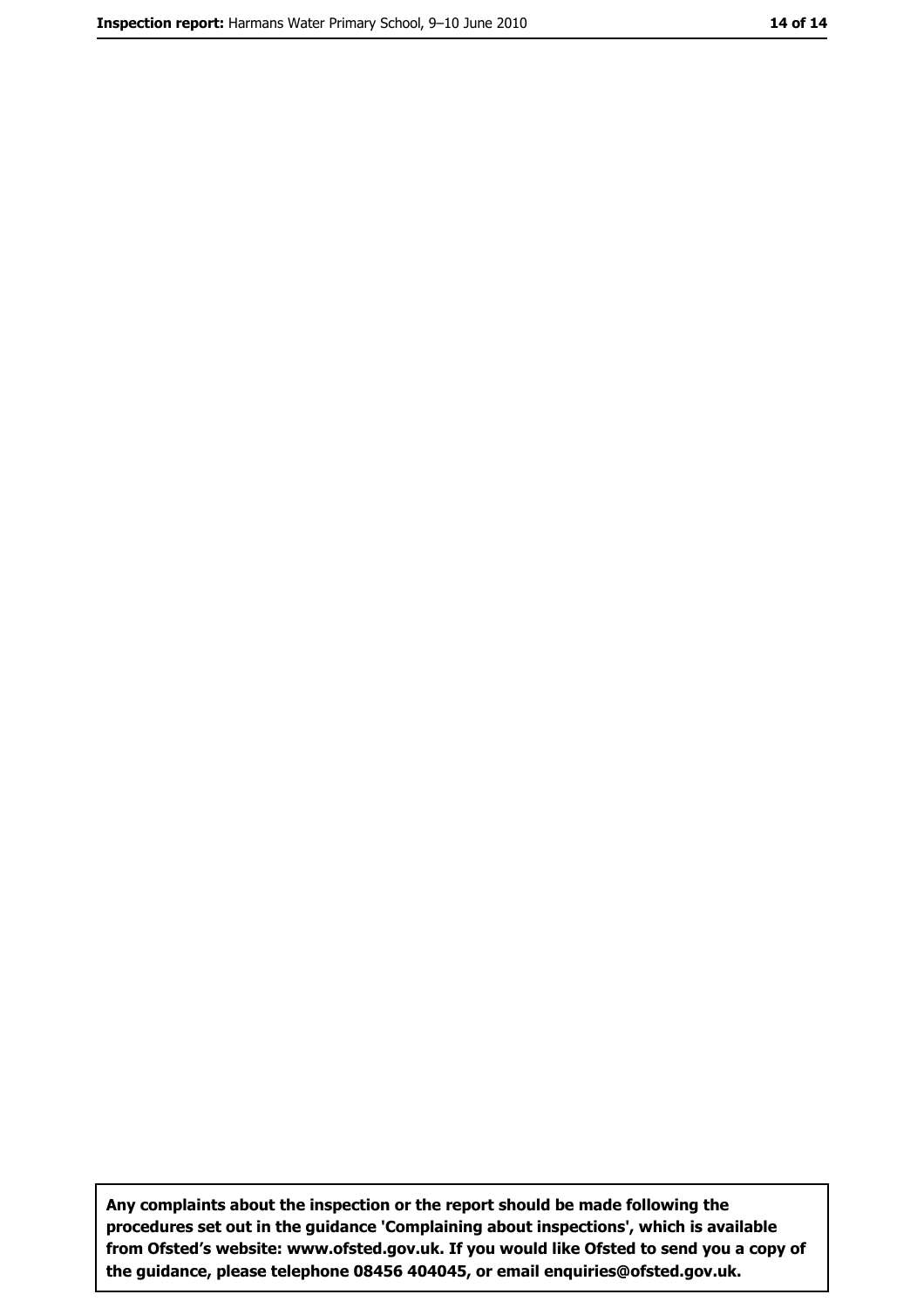**Any complaints about the inspection or the report should be made following the procedures set out in the guidance 'Complaining about inspections', which is available from Ofsted's website: www.ofsted.gov.uk. If you would like Ofsted to send you a copy of the guidance, please telephone 08456 404045, or email enquiries@ofsted.gov.uk.**